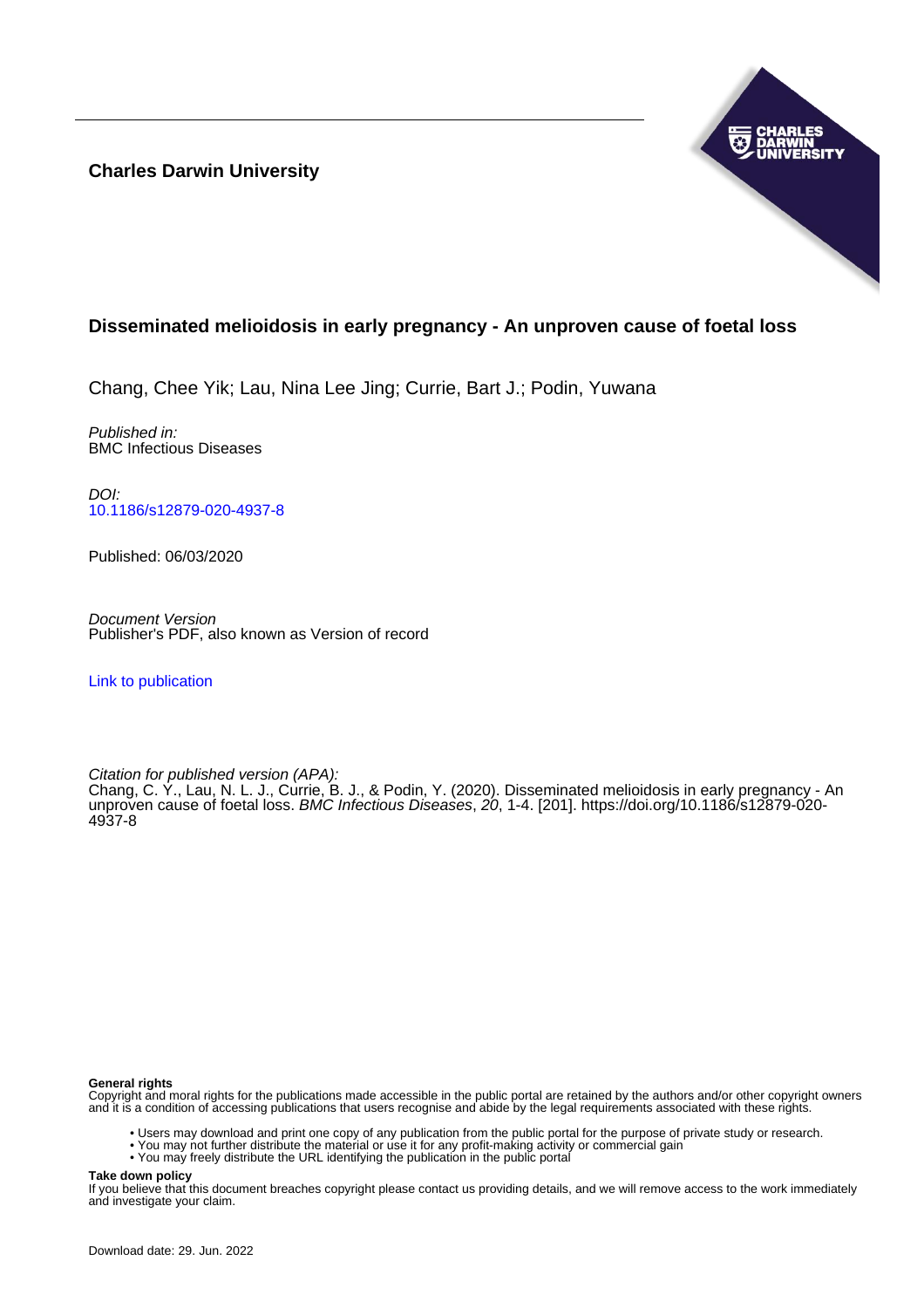**Charles Darwin University**

# Disseminated melioidosis in early pregnancy - An unproven cause of foetal loss

Chang, Chee Yik; Lau, Nina Lee Jing; Currie, Bart J.; Podin, Yuwana

*Published in:*
BMC Infectious Diseases

*DOI:*
10.1186/s12879-020-4937-8

Published: 06/03/2020

*Document Version*
Publisher's PDF, also known as Version of record

Link to publication

*Citation for published version (APA):*
Chang, C. Y., Lau, N. L. J., Currie, B. J., & Podin, Y. (2020). Disseminated melioidosis in early pregnancy - An unproven cause of foetal loss. *BMC Infectious Diseases*, *20*, 1-4. [201]. https://doi.org/10.1186/s12879-020-4937-8

**General rights**
Copyright and moral rights for the publications made accessible in the public portal are retained by the authors and/or other copyright owners and it is a condition of accessing publications that users recognise and abide by the legal requirements associated with these rights.

- Users may download and print one copy of any publication from the public portal for the purpose of private study or research.
- You may not further distribute the material or use it for any profit-making activity or commercial gain
- You may freely distribute the URL identifying the publication in the public portal

**Take down policy**
If you believe that this document breaches copyright please contact us providing details, and we will remove access to the work immediately and investigate your claim.

Download date: 29. Jun. 2022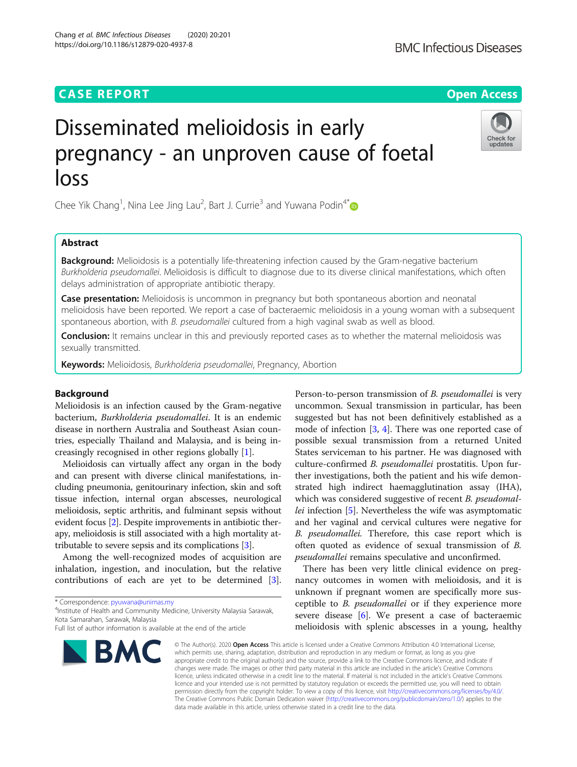# Disseminated melioidosis in early pregnancy - an unproven cause of foetal loss

Chee Yik Chang[1], Nina Lee Jing Lau[2], Bart J. Currie[3] and Yuwana Podin[4*]

## Abstract

**Background:** Melioidosis is a potentially life-threatening infection caused by the Gram-negative bacterium *Burkholderia pseudomallei*. Melioidosis is difficult to diagnose due to its diverse clinical manifestations, which often delays administration of appropriate antibiotic therapy.

**Case presentation:** Melioidosis is uncommon in pregnancy but both spontaneous abortion and neonatal melioidosis have been reported. We report a case of bacteraemic melioidosis in a young woman with a subsequent spontaneous abortion, with *B. pseudomallei* cultured from a high vaginal swab as well as blood.

**Conclusion:** It remains unclear in this and previously reported cases as to whether the maternal melioidosis was sexually transmitted.

**Keywords:** Melioidosis, *Burkholderia pseudomallei*, Pregnancy, Abortion

## Background

Melioidosis is an infection caused by the Gram-negative bacterium, *Burkholderia pseudomallei*. It is an endemic disease in northern Australia and Southeast Asian countries, especially Thailand and Malaysia, and is being increasingly recognised in other regions globally [1].

Melioidosis can virtually affect any organ in the body and can present with diverse clinical manifestations, including pneumonia, genitourinary infection, skin and soft tissue infection, internal organ abscesses, neurological melioidosis, septic arthritis, and fulminant sepsis without evident focus [2]. Despite improvements in antibiotic therapy, melioidosis is still associated with a high mortality attributable to severe sepsis and its complications [3].

Among the well-recognized modes of acquisition are inhalation, ingestion, and inoculation, but the relative contributions of each are yet to be determined [3]. Person-to-person transmission of *B. pseudomallei* is very uncommon. Sexual transmission in particular, has been suggested but has not been definitively established as a mode of infection [3, 4]. There was one reported case of possible sexual transmission from a returned United States serviceman to his partner. He was diagnosed with culture-confirmed *B. pseudomallei* prostatitis. Upon further investigations, both the patient and his wife demonstrated high indirect haemagglutination assay (IHA), which was considered suggestive of recent *B. pseudomallei* infection [5]. Nevertheless the wife was asymptomatic and her vaginal and cervical cultures were negative for *B. pseudomallei.* Therefore, this case report which is often quoted as evidence of sexual transmission of *B. pseudomallei* remains speculative and unconfirmed.

There has been very little clinical evidence on pregnancy outcomes in women with melioidosis, and it is unknown if pregnant women are specifically more susceptible to *B. pseudomallei* or if they experience more severe disease [6]. We present a case of bacteraemic melioidosis with splenic abscesses in a young, healthy

\* Correspondence: pyuwana@unimas.my
[4]Institute of Health and Community Medicine, University Malaysia Sarawak, Kota Samarahan, Sarawak, Malaysia
Full list of author information is available at the end of the article

© The Author(s). 2020 **Open Access** This article is licensed under a Creative Commons Attribution 4.0 International License, which permits use, sharing, adaptation, distribution and reproduction in any medium or format, as long as you give appropriate credit to the original author(s) and the source, provide a link to the Creative Commons licence, and indicate if changes were made. The images or other third party material in this article are included in the article's Creative Commons licence, unless indicated otherwise in a credit line to the material. If material is not included in the article's Creative Commons licence and your intended use is not permitted by statutory regulation or exceeds the permitted use, you will need to obtain permission directly from the copyright holder. To view a copy of this licence, visit http://creativecommons.org/licenses/by/4.0/. The Creative Commons Public Domain Dedication waiver (http://creativecommons.org/publicdomain/zero/1.0/) applies to the data made available in this article, unless otherwise stated in a credit line to the data.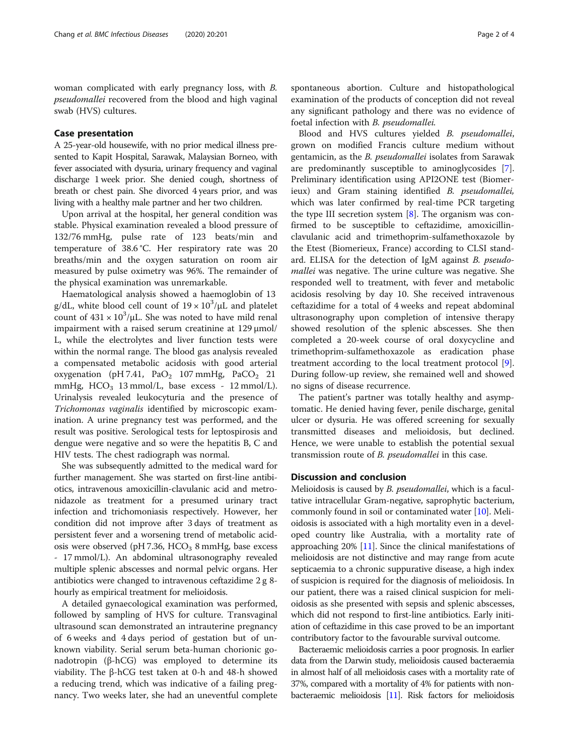woman complicated with early pregnancy loss, with *B. pseudomallei* recovered from the blood and high vaginal swab (HVS) cultures.

## Case presentation

A 25-year-old housewife, with no prior medical illness presented to Kapit Hospital, Sarawak, Malaysian Borneo, with fever associated with dysuria, urinary frequency and vaginal discharge 1 week prior. She denied cough, shortness of breath or chest pain. She divorced 4 years prior, and was living with a healthy male partner and her two children.

Upon arrival at the hospital, her general condition was stable. Physical examination revealed a blood pressure of 132/76 mmHg, pulse rate of 123 beats/min and temperature of 38.6 °C. Her respiratory rate was 20 breaths/min and the oxygen saturation on room air measured by pulse oximetry was 96%. The remainder of the physical examination was unremarkable.

Haematological analysis showed a haemoglobin of 13 g/dL, white blood cell count of $19 \times 10^3/\mu L$ and platelet count of $431 \times 10^3/\mu L$. She was noted to have mild renal impairment with a raised serum creatinine at 129 μmol/L, while the electrolytes and liver function tests were within the normal range. The blood gas analysis revealed a compensated metabolic acidosis with good arterial oxygenation (pH 7.41, $PaO_2$ 107 mmHg, $PaCO_2$ 21 mmHg, $HCO_3$ 13 mmol/L, base excess - 12 mmol/L). Urinalysis revealed leukocyturia and the presence of *Trichomonas vaginalis* identified by microscopic examination. A urine pregnancy test was performed, and the result was positive. Serological tests for leptospirosis and dengue were negative and so were the hepatitis B, C and HIV tests. The chest radiograph was normal.

She was subsequently admitted to the medical ward for further management. She was started on first-line antibiotics, intravenous amoxicillin-clavulanic acid and metronidazole as treatment for a presumed urinary tract infection and trichomoniasis respectively. However, her condition did not improve after 3 days of treatment as persistent fever and a worsening trend of metabolic acidosis were observed (pH 7.36, $HCO_3$ 8 mmHg, base excess - 17 mmol/L). An abdominal ultrasonography revealed multiple splenic abscesses and normal pelvic organs. Her antibiotics were changed to intravenous ceftazidime 2 g 8-hourly as empirical treatment for melioidosis.

A detailed gynaecological examination was performed, followed by sampling of HVS for culture. Transvaginal ultrasound scan demonstrated an intrauterine pregnancy of 6 weeks and 4 days period of gestation but of unknown viability. Serial serum beta-human chorionic gonadotropin (β-hCG) was employed to determine its viability. The β-hCG test taken at 0-h and 48-h showed a reducing trend, which was indicative of a failing pregnancy. Two weeks later, she had an uneventful complete spontaneous abortion. Culture and histopathological examination of the products of conception did not reveal any significant pathology and there was no evidence of foetal infection with *B. pseudomallei.*

Blood and HVS cultures yielded *B. pseudomallei*, grown on modified Francis culture medium without gentamicin, as the *B. pseudomallei* isolates from Sarawak are predominantly susceptible to aminoglycosides [7]. Preliminary identification using API2ONE test (Biomerieux) and Gram staining identified *B. pseudomallei,* which was later confirmed by real-time PCR targeting the type III secretion system [8]. The organism was confirmed to be susceptible to ceftazidime, amoxicillin-clavulanic acid and trimethoprim-sulfamethoxazole by the Etest (Biomerieux, France) according to CLSI standard. ELISA for the detection of IgM against *B. pseudomallei* was negative. The urine culture was negative. She responded well to treatment, with fever and metabolic acidosis resolving by day 10. She received intravenous ceftazidime for a total of 4 weeks and repeat abdominal ultrasonography upon completion of intensive therapy showed resolution of the splenic abscesses. She then completed a 20-week course of oral doxycycline and trimethoprim-sulfamethoxazole as eradication phase treatment according to the local treatment protocol [9]. During follow-up review, she remained well and showed no signs of disease recurrence.

The patient's partner was totally healthy and asymptomatic. He denied having fever, penile discharge, genital ulcer or dysuria. He was offered screening for sexually transmitted diseases and melioidosis, but declined. Hence, we were unable to establish the potential sexual transmission route of *B. pseudomallei* in this case.

## Discussion and conclusion

Melioidosis is caused by *B. pseudomallei*, which is a facultative intracellular Gram-negative, saprophytic bacterium, commonly found in soil or contaminated water [10]. Melioidosis is associated with a high mortality even in a developed country like Australia, with a mortality rate of approaching 20% [11]. Since the clinical manifestations of melioidosis are not distinctive and may range from acute septicaemia to a chronic suppurative disease, a high index of suspicion is required for the diagnosis of melioidosis. In our patient, there was a raised clinical suspicion for melioidosis as she presented with sepsis and splenic abscesses, which did not respond to first-line antibiotics. Early initiation of ceftazidime in this case proved to be an important contributory factor to the favourable survival outcome.

Bacteraemic melioidosis carries a poor prognosis. In earlier data from the Darwin study, melioidosis caused bacteraemia in almost half of all melioidosis cases with a mortality rate of 37%, compared with a mortality of 4% for patients with non-bacteraemic melioidosis [11]. Risk factors for melioidosis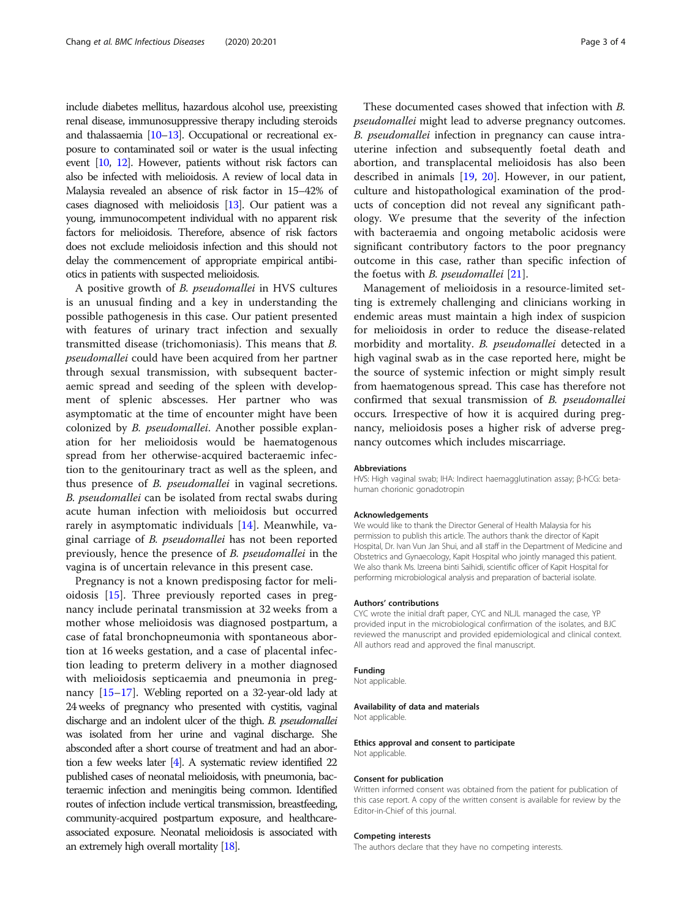include diabetes mellitus, hazardous alcohol use, preexisting renal disease, immunosuppressive therapy including steroids and thalassaemia [10–13]. Occupational or recreational exposure to contaminated soil or water is the usual infecting event [10, 12]. However, patients without risk factors can also be infected with melioidosis. A review of local data in Malaysia revealed an absence of risk factor in 15–42% of cases diagnosed with melioidosis [13]. Our patient was a young, immunocompetent individual with no apparent risk factors for melioidosis. Therefore, absence of risk factors does not exclude melioidosis infection and this should not delay the commencement of appropriate empirical antibiotics in patients with suspected melioidosis.

A positive growth of *B. pseudomallei* in HVS cultures is an unusual finding and a key in understanding the possible pathogenesis in this case. Our patient presented with features of urinary tract infection and sexually transmitted disease (trichomoniasis). This means that *B. pseudomallei* could have been acquired from her partner through sexual transmission, with subsequent bacteraemic spread and seeding of the spleen with development of splenic abscesses. Her partner who was asymptomatic at the time of encounter might have been colonized by *B. pseudomallei*. Another possible explanation for her melioidosis would be haematogenous spread from her otherwise-acquired bacteraemic infection to the genitourinary tract as well as the spleen, and thus presence of *B. pseudomallei* in vaginal secretions. *B. pseudomallei* can be isolated from rectal swabs during acute human infection with melioidosis but occurred rarely in asymptomatic individuals [14]. Meanwhile, vaginal carriage of *B. pseudomallei* has not been reported previously, hence the presence of *B. pseudomallei* in the vagina is of uncertain relevance in this present case.

Pregnancy is not a known predisposing factor for melioidosis [15]. Three previously reported cases in pregnancy include perinatal transmission at 32 weeks from a mother whose melioidosis was diagnosed postpartum, a case of fatal bronchopneumonia with spontaneous abortion at 16 weeks gestation, and a case of placental infection leading to preterm delivery in a mother diagnosed with melioidosis septicaemia and pneumonia in pregnancy [15–17]. Webling reported on a 32-year-old lady at 24 weeks of pregnancy who presented with cystitis, vaginal discharge and an indolent ulcer of the thigh. *B. pseudomallei* was isolated from her urine and vaginal discharge. She absconded after a short course of treatment and had an abortion a few weeks later [4]. A systematic review identified 22 published cases of neonatal melioidosis, with pneumonia, bacteraemic infection and meningitis being common. Identified routes of infection include vertical transmission, breastfeeding, community-acquired postpartum exposure, and healthcare-associated exposure. Neonatal melioidosis is associated with an extremely high overall mortality [18].

These documented cases showed that infection with *B. pseudomallei* might lead to adverse pregnancy outcomes. *B. pseudomallei* infection in pregnancy can cause intrauterine infection and subsequently foetal death and abortion, and transplacental melioidosis has also been described in animals [19, 20]. However, in our patient, culture and histopathological examination of the products of conception did not reveal any significant pathology. We presume that the severity of the infection with bacteraemia and ongoing metabolic acidosis were significant contributory factors to the poor pregnancy outcome in this case, rather than specific infection of the foetus with *B. pseudomallei* [21].

Management of melioidosis in a resource-limited setting is extremely challenging and clinicians working in endemic areas must maintain a high index of suspicion for melioidosis in order to reduce the disease-related morbidity and mortality. *B. pseudomallei* detected in a high vaginal swab as in the case reported here, might be the source of systemic infection or might simply result from haematogenous spread. This case has therefore not confirmed that sexual transmission of *B. pseudomallei* occurs. Irrespective of how it is acquired during pregnancy, melioidosis poses a higher risk of adverse pregnancy outcomes which includes miscarriage.

### Abbreviations

HVS: High vaginal swab; IHA: Indirect haemagglutination assay; β-hCG: beta-human chorionic gonadotropin

### Acknowledgements

We would like to thank the Director General of Health Malaysia for his permission to publish this article. The authors thank the director of Kapit Hospital, Dr. Ivan Vun Jan Shui, and all staff in the Department of Medicine and Obstetrics and Gynaecology, Kapit Hospital who jointly managed this patient. We also thank Ms. Izreena binti Saihidi, scientific officer of Kapit Hospital for performing microbiological analysis and preparation of bacterial isolate.

### Authors' contributions

CYC wrote the initial draft paper, CYC and NLJL managed the case, YP provided input in the microbiological confirmation of the isolates, and BJC reviewed the manuscript and provided epidemiological and clinical context. All authors read and approved the final manuscript.

### Funding

Not applicable.

### Availability of data and materials

Not applicable.

### Ethics approval and consent to participate

Not applicable.

### Consent for publication

Written informed consent was obtained from the patient for publication of this case report. A copy of the written consent is available for review by the Editor-in-Chief of this journal.

### Competing interests

The authors declare that they have no competing interests.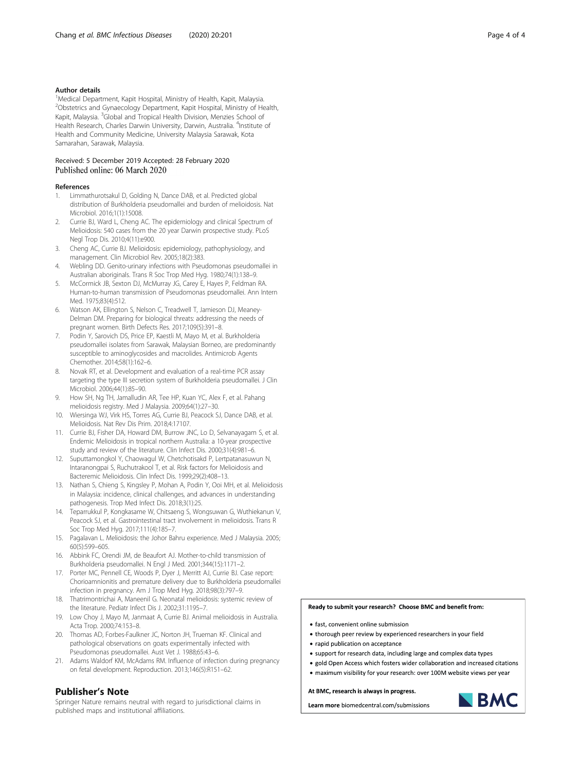### Author details

[1]Medical Department, Kapit Hospital, Ministry of Health, Kapit, Malaysia. [2]Obstetrics and Gynaecology Department, Kapit Hospital, Ministry of Health, Kapit, Malaysia. [3]Global and Tropical Health Division, Menzies School of Health Research, Charles Darwin University, Darwin, Australia. [4]Institute of Health and Community Medicine, University Malaysia Sarawak, Kota Samarahan, Sarawak, Malaysia.

Received: 5 December 2019 Accepted: 28 February 2020
Published online: 06 March 2020

### References

1. Limmathurotsakul D, Golding N, Dance DAB, et al. Predicted global distribution of Burkholderia pseudomallei and burden of melioidosis. Nat Microbiol. 2016;1(1):15008.
2. Currie BJ, Ward L, Cheng AC. The epidemiology and clinical Spectrum of Melioidosis: 540 cases from the 20 year Darwin prospective study. PLoS Negl Trop Dis. 2010;4(11):e900.
3. Cheng AC, Currie BJ. Melioidosis: epidemiology, pathophysiology, and management. Clin Microbiol Rev. 2005;18(2):383.
4. Webling DD. Genito-urinary infections with Pseudomonas pseudomallei in Australian aboriginals. Trans R Soc Trop Med Hyg. 1980;74(1):138–9.
5. McCormick JB, Sexton DJ, McMurray JG, Carey E, Hayes P, Feldman RA. Human-to-human transmission of Pseudomonas pseudomallei. Ann Intern Med. 1975;83(4):512.
6. Watson AK, Ellington S, Nelson C, Treadwell T, Jamieson DJ, Meaney-Delman DM. Preparing for biological threats: addressing the needs of pregnant women. Birth Defects Res. 2017;109(5):391–8.
7. Podin Y, Sarovich DS, Price EP, Kaestli M, Mayo M, et al. Burkholderia pseudomallei isolates from Sarawak, Malaysian Borneo, are predominantly susceptible to aminoglycosides and macrolides. Antimicrob Agents Chemother. 2014;58(1):162–6.
8. Novak RT, et al. Development and evaluation of a real-time PCR assay targeting the type III secretion system of Burkholderia pseudomallei. J Clin Microbiol. 2006;44(1):85–90.
9. How SH, Ng TH, Jamalludin AR, Tee HP, Kuan YC, Alex F, et al. Pahang melioidosis registry. Med J Malaysia. 2009;64(1):27–30.
10. Wiersinga WJ, Virk HS, Torres AG, Currie BJ, Peacock SJ, Dance DAB, et al. Melioidosis. Nat Rev Dis Prim. 2018;4:17107.
11. Currie BJ, Fisher DA, Howard DM, Burrow JNC, Lo D, Selvanayagam S, et al. Endemic Melioidosis in tropical northern Australia: a 10-year prospective study and review of the literature. Clin Infect Dis. 2000;31(4):981–6.
12. Suputtamongkol Y, Chaowagul W, Chetchotisakd P, Lertpatanasuwun N, Intaranongpai S, Ruchutrakool T, et al. Risk factors for Melioidosis and Bacteremic Melioidosis. Clin Infect Dis. 1999;29(2):408–13.
13. Nathan S, Chieng S, Kingsley P, Mohan A, Podin Y, Ooi MH, et al. Melioidosis in Malaysia: incidence, clinical challenges, and advances in understanding pathogenesis. Trop Med Infect Dis. 2018;3(1):25.
14. Teparrukkul P, Kongkasame W, Chitsaeng S, Wongsuwan G, Wuthiekanun V, Peacock SJ, et al. Gastrointestinal tract involvement in melioidosis. Trans R Soc Trop Med Hyg. 2017;111(4):185–7.
15. Pagalavan L. Melioidosis: the Johor Bahru experience. Med J Malaysia. 2005;60(5):599–605.
16. Abbink FC, Orendi JM, de Beaufort AJ. Mother-to-child transmission of Burkholderia pseudomallei. N Engl J Med. 2001;344(15):1171–2.
17. Porter MC, Pennell CE, Woods P, Dyer J, Merritt AJ, Currie BJ. Case report: Chorioamnionitis and premature delivery due to Burkholderia pseudomallei infection in pregnancy. Am J Trop Med Hyg. 2018;98(3):797–9.
18. Thatrimontrichai A, Maneenil G. Neonatal melioidosis: systemic review of the literature. Pediatr Infect Dis J. 2002;31:1195–7.
19. Low Choy J, Mayo M, Janmaat A, Currie BJ. Animal melioidosis in Australia. Acta Trop. 2000;74:153–8.
20. Thomas AD, Forbes-Faulkner JC, Norton JH, Trueman KF. Clinical and pathological observations on goats experimentally infected with Pseudomonas pseudomallei. Aust Vet J. 1988;65:43–6.
21. Adams Waldorf KM, McAdams RM. Influence of infection during pregnancy on fetal development. Reproduction. 2013;146(5):R151–62.

## Publisher's Note

Springer Nature remains neutral with regard to jurisdictional claims in published maps and institutional affiliations.

**Ready to submit your research? Choose BMC and benefit from:**

- fast, convenient online submission
- thorough peer review by experienced researchers in your field
- rapid publication on acceptance
- support for research data, including large and complex data types
- gold Open Access which fosters wider collaboration and increased citations
- maximum visibility for your research: over 100M website views per year

**At BMC, research is always in progress.**

**Learn more** biomedcentral.com/submissions